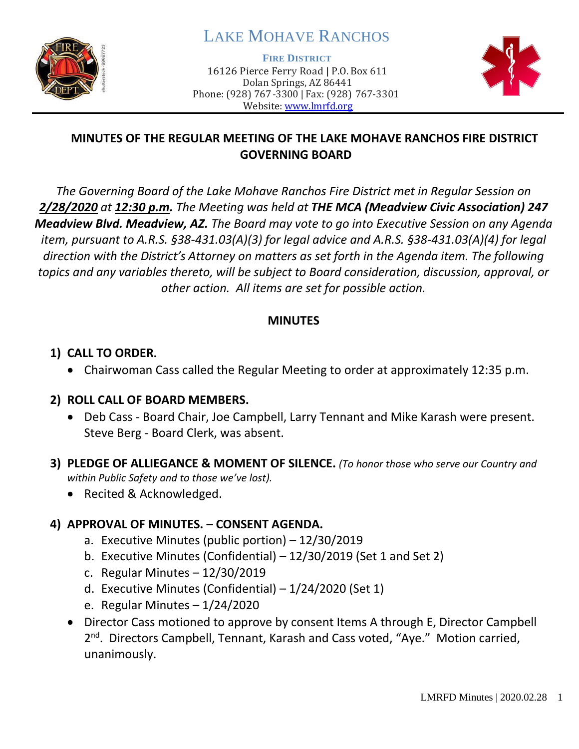# LAKE MOHAVE RANCHOS

**FIRE DISTRICT**
16126 Pierce Ferry Road | P.O. Box 611
Dolan Springs, AZ 86441
Phone: (928) 767-3300 | Fax: (928) 767-3301
Website: www.lmrfd.org

## MINUTES OF THE REGULAR MEETING OF THE LAKE MOHAVE RANCHOS FIRE DISTRICT GOVERNING BOARD

*The Governing Board of the Lake Mohave Ranchos Fire District met in Regular Session on* ***2/28/2020*** *at* ***12:30 p.m***. *The Meeting was held at* ***THE MCA (Meadview Civic Association) 247 Meadview Blvd. Meadview, AZ.*** *The Board may vote to go into Executive Session on any Agenda item, pursuant to A.R.S. §38-431.03(A)(3) for legal advice and A.R.S. §38-431.03(A)(4) for legal direction with the District's Attorney on matters as set forth in the Agenda item. The following topics and any variables thereto, will be subject to Board consideration, discussion, approval, or other action. All items are set for possible action.*

### MINUTES

**1) CALL TO ORDER.**

- Chairwoman Cass called the Regular Meeting to order at approximately 12:35 p.m.

**2) ROLL CALL OF BOARD MEMBERS.**

- Deb Cass - Board Chair, Joe Campbell, Larry Tennant and Mike Karash were present. Steve Berg - Board Clerk, was absent.

**3) PLEDGE OF ALLIEGANCE & MOMENT OF SILENCE.** *(To honor those who serve our Country and within Public Safety and to those we've lost).*

- Recited & Acknowledged.

**4) APPROVAL OF MINUTES. – CONSENT AGENDA.**

a. Executive Minutes (public portion) – 12/30/2019
b. Executive Minutes (Confidential) – 12/30/2019 (Set 1 and Set 2)
c. Regular Minutes – 12/30/2019
d. Executive Minutes (Confidential) – 1/24/2020 (Set 1)
e. Regular Minutes – 1/24/2020

- Director Cass motioned to approve by consent Items A through E, Director Campbell 2nd. Directors Campbell, Tennant, Karash and Cass voted, "Aye." Motion carried, unanimously.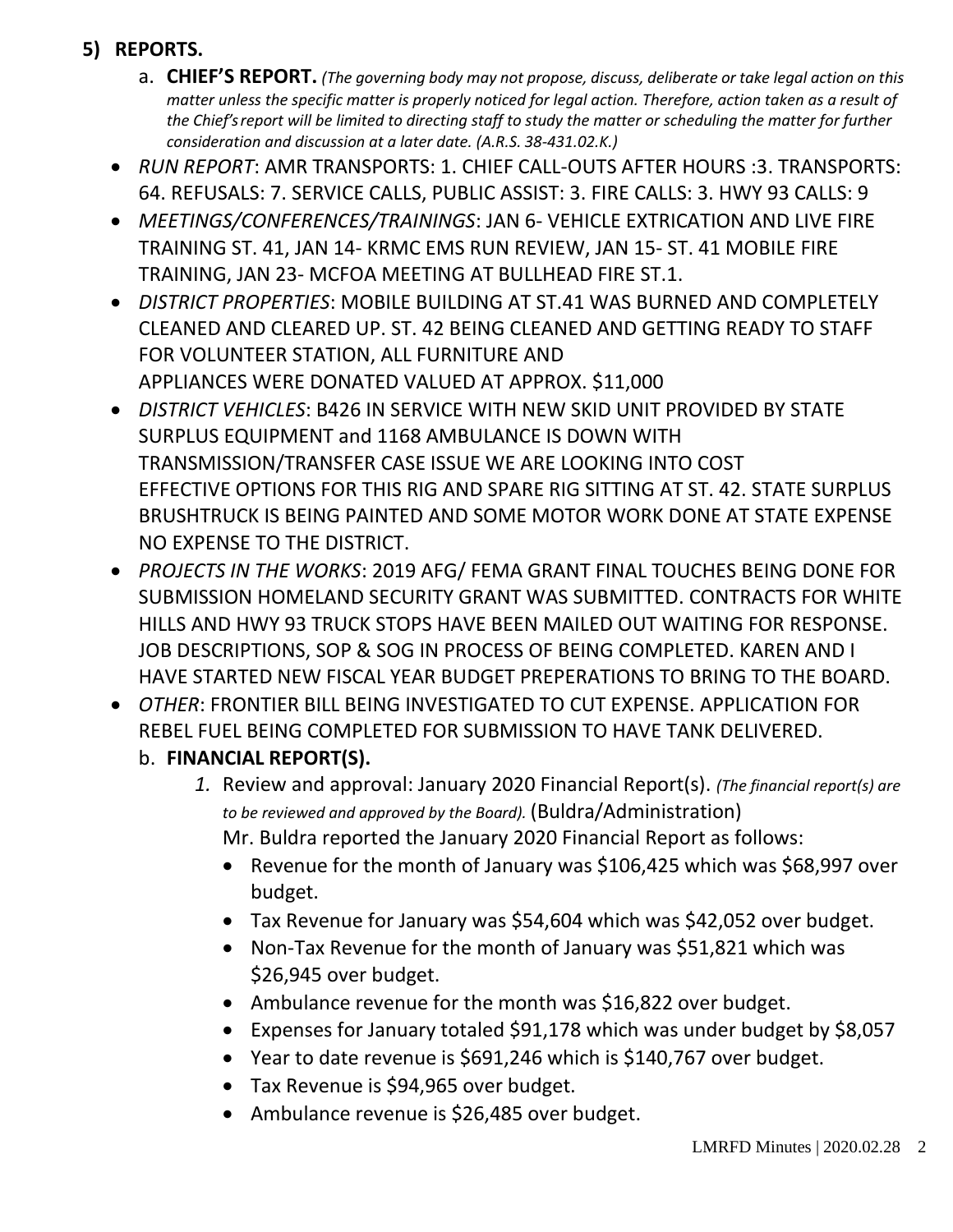## 5) REPORTS.

a. **CHIEF'S REPORT.** *(The governing body may not propose, discuss, deliberate or take legal action on this matter unless the specific matter is properly noticed for legal action. Therefore, action taken as a result of the Chief's report will be limited to directing staff to study the matter or scheduling the matter for further consideration and discussion at a later date. (A.R.S. 38-431.02.K.)*

- *RUN REPORT*: AMR TRANSPORTS: 1. CHIEF CALL-OUTS AFTER HOURS :3. TRANSPORTS: 64. REFUSALS: 7. SERVICE CALLS, PUBLIC ASSIST: 3. FIRE CALLS: 3. HWY 93 CALLS: 9
- *MEETINGS/CONFERENCES/TRAININGS*: JAN 6- VEHICLE EXTRICATION AND LIVE FIRE TRAINING ST. 41, JAN 14- KRMC EMS RUN REVIEW, JAN 15- ST. 41 MOBILE FIRE TRAINING, JAN 23- MCFOA MEETING AT BULLHEAD FIRE ST.1.
- *DISTRICT PROPERTIES*: MOBILE BUILDING AT ST.41 WAS BURNED AND COMPLETELY CLEANED AND CLEARED UP. ST. 42 BEING CLEANED AND GETTING READY TO STAFF FOR VOLUNTEER STATION, ALL FURNITURE AND APPLIANCES WERE DONATED VALUED AT APPROX. $11,000
- *DISTRICT VEHICLES*: B426 IN SERVICE WITH NEW SKID UNIT PROVIDED BY STATE SURPLUS EQUIPMENT and 1168 AMBULANCE IS DOWN WITH TRANSMISSION/TRANSFER CASE ISSUE WE ARE LOOKING INTO COST EFFECTIVE OPTIONS FOR THIS RIG AND SPARE RIG SITTING AT ST. 42. STATE SURPLUS BRUSHTRUCK IS BEING PAINTED AND SOME MOTOR WORK DONE AT STATE EXPENSE NO EXPENSE TO THE DISTRICT.
- *PROJECTS IN THE WORKS*: 2019 AFG/ FEMA GRANT FINAL TOUCHES BEING DONE FOR SUBMISSION HOMELAND SECURITY GRANT WAS SUBMITTED. CONTRACTS FOR WHITE HILLS AND HWY 93 TRUCK STOPS HAVE BEEN MAILED OUT WAITING FOR RESPONSE. JOB DESCRIPTIONS, SOP & SOG IN PROCESS OF BEING COMPLETED. KAREN AND I HAVE STARTED NEW FISCAL YEAR BUDGET PREPERATIONS TO BRING TO THE BOARD.
- *OTHER*: FRONTIER BILL BEING INVESTIGATED TO CUT EXPENSE. APPLICATION FOR REBEL FUEL BEING COMPLETED FOR SUBMISSION TO HAVE TANK DELIVERED.

b. **FINANCIAL REPORT(S).**

1. Review and approval: January 2020 Financial Report(s). *(The financial report(s) are to be reviewed and approved by the Board).* (Buldra/Administration)

   Mr. Buldra reported the January 2020 Financial Report as follows:

   - Revenue for the month of January was $106,425 which was $68,997 over budget.
   - Tax Revenue for January was $54,604 which was $42,052 over budget.
   - Non-Tax Revenue for the month of January was $51,821 which was $26,945 over budget.
   - Ambulance revenue for the month was $16,822 over budget.
   - Expenses for January totaled $91,178 which was under budget by $8,057
   - Year to date revenue is $691,246 which is $140,767 over budget.
   - Tax Revenue is $94,965 over budget.
   - Ambulance revenue is $26,485 over budget.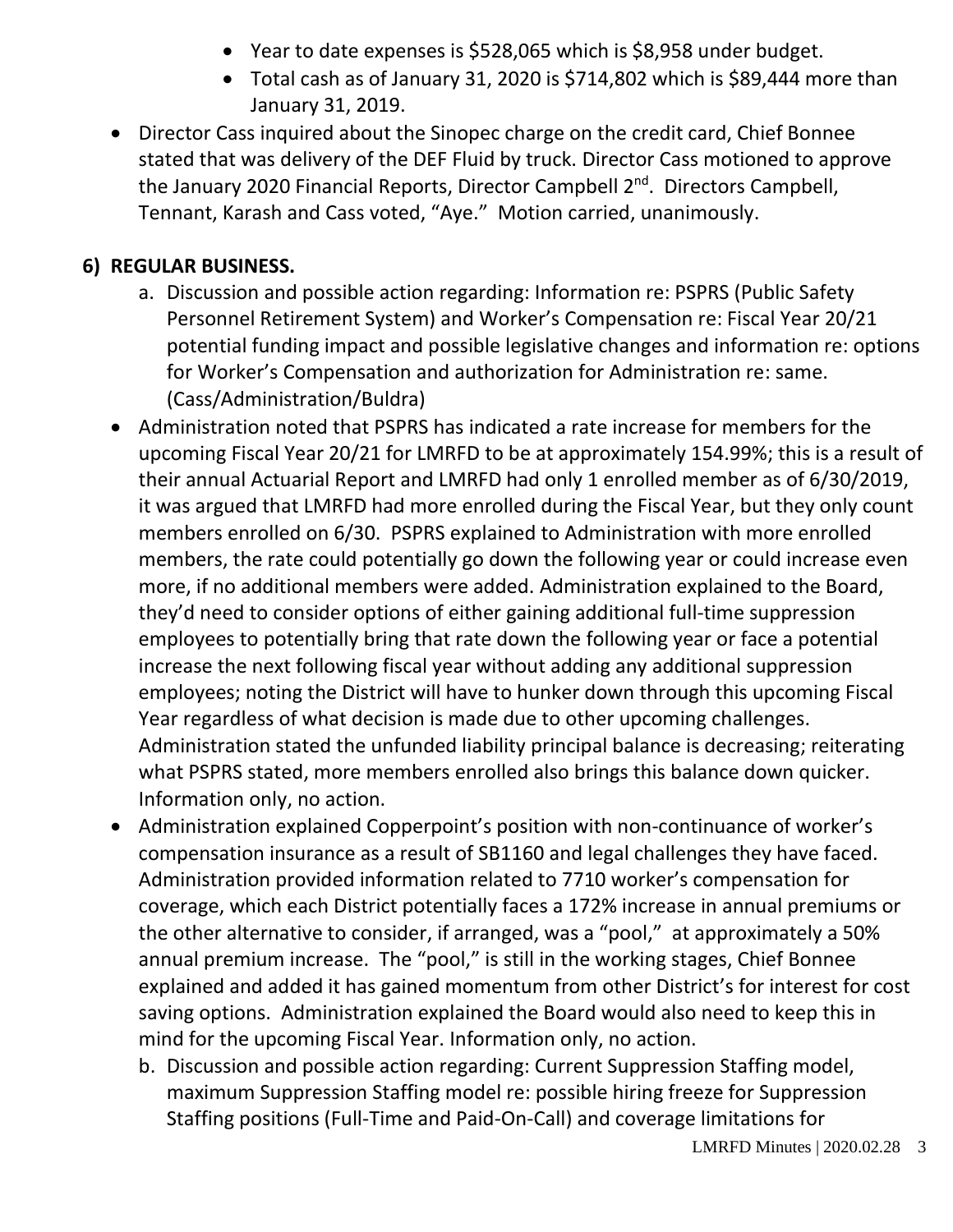- Year to date expenses is $528,065 which is $8,958 under budget.
- Total cash as of January 31, 2020 is $714,802 which is $89,444 more than January 31, 2019.

- Director Cass inquired about the Sinopec charge on the credit card, Chief Bonnee stated that was delivery of the DEF Fluid by truck. Director Cass motioned to approve the January 2020 Financial Reports, Director Campbell 2nd. Directors Campbell, Tennant, Karash and Cass voted, "Aye." Motion carried, unanimously.

## 6) REGULAR BUSINESS.

a. Discussion and possible action regarding: Information re: PSPRS (Public Safety Personnel Retirement System) and Worker's Compensation re: Fiscal Year 20/21 potential funding impact and possible legislative changes and information re: options for Worker's Compensation and authorization for Administration re: same. (Cass/Administration/Buldra)

- Administration noted that PSPRS has indicated a rate increase for members for the upcoming Fiscal Year 20/21 for LMRFD to be at approximately 154.99%; this is a result of their annual Actuarial Report and LMRFD had only 1 enrolled member as of 6/30/2019, it was argued that LMRFD had more enrolled during the Fiscal Year, but they only count members enrolled on 6/30. PSPRS explained to Administration with more enrolled members, the rate could potentially go down the following year or could increase even more, if no additional members were added. Administration explained to the Board, they'd need to consider options of either gaining additional full-time suppression employees to potentially bring that rate down the following year or face a potential increase the next following fiscal year without adding any additional suppression employees; noting the District will have to hunker down through this upcoming Fiscal Year regardless of what decision is made due to other upcoming challenges. Administration stated the unfunded liability principal balance is decreasing; reiterating what PSPRS stated, more members enrolled also brings this balance down quicker. Information only, no action.
- Administration explained Copperpoint's position with non-continuance of worker's compensation insurance as a result of SB1160 and legal challenges they have faced. Administration provided information related to 7710 worker's compensation for coverage, which each District potentially faces a 172% increase in annual premiums or the other alternative to consider, if arranged, was a "pool," at approximately a 50% annual premium increase. The "pool," is still in the working stages, Chief Bonnee explained and added it has gained momentum from other District's for interest for cost saving options. Administration explained the Board would also need to keep this in mind for the upcoming Fiscal Year. Information only, no action.

b. Discussion and possible action regarding: Current Suppression Staffing model, maximum Suppression Staffing model re: possible hiring freeze for Suppression Staffing positions (Full-Time and Paid-On-Call) and coverage limitations for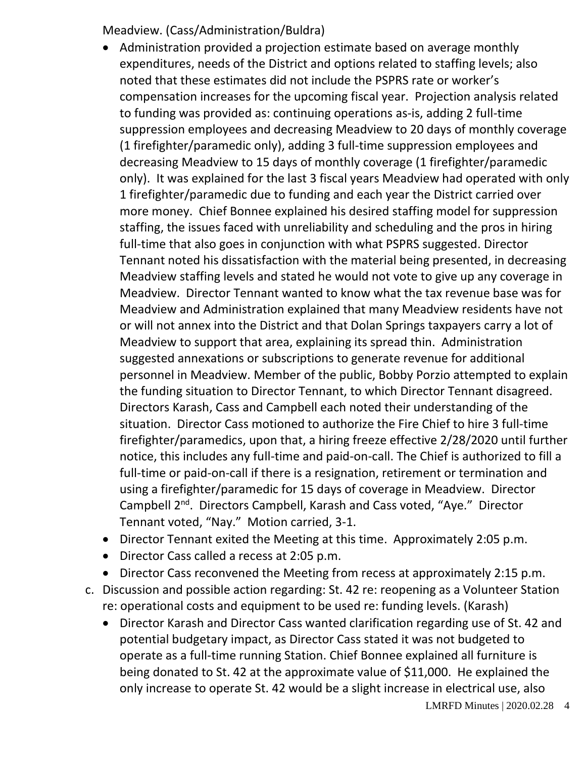Meadview. (Cass/Administration/Buldra)

- Administration provided a projection estimate based on average monthly expenditures, needs of the District and options related to staffing levels; also noted that these estimates did not include the PSPRS rate or worker's compensation increases for the upcoming fiscal year. Projection analysis related to funding was provided as: continuing operations as-is, adding 2 full-time suppression employees and decreasing Meadview to 20 days of monthly coverage (1 firefighter/paramedic only), adding 3 full-time suppression employees and decreasing Meadview to 15 days of monthly coverage (1 firefighter/paramedic only). It was explained for the last 3 fiscal years Meadview had operated with only 1 firefighter/paramedic due to funding and each year the District carried over more money. Chief Bonnee explained his desired staffing model for suppression staffing, the issues faced with unreliability and scheduling and the pros in hiring full-time that also goes in conjunction with what PSPRS suggested. Director Tennant noted his dissatisfaction with the material being presented, in decreasing Meadview staffing levels and stated he would not vote to give up any coverage in Meadview. Director Tennant wanted to know what the tax revenue base was for Meadview and Administration explained that many Meadview residents have not or will not annex into the District and that Dolan Springs taxpayers carry a lot of Meadview to support that area, explaining its spread thin. Administration suggested annexations or subscriptions to generate revenue for additional personnel in Meadview. Member of the public, Bobby Porzio attempted to explain the funding situation to Director Tennant, to which Director Tennant disagreed. Directors Karash, Cass and Campbell each noted their understanding of the situation. Director Cass motioned to authorize the Fire Chief to hire 3 full-time firefighter/paramedics, upon that, a hiring freeze effective 2/28/2020 until further notice, this includes any full-time and paid-on-call. The Chief is authorized to fill a full-time or paid-on-call if there is a resignation, retirement or termination and using a firefighter/paramedic for 15 days of coverage in Meadview. Director Campbell 2nd. Directors Campbell, Karash and Cass voted, "Aye." Director Tennant voted, "Nay." Motion carried, 3-1.
- Director Tennant exited the Meeting at this time. Approximately 2:05 p.m.
- Director Cass called a recess at 2:05 p.m.
- Director Cass reconvened the Meeting from recess at approximately 2:15 p.m.

c. Discussion and possible action regarding: St. 42 re: reopening as a Volunteer Station re: operational costs and equipment to be used re: funding levels. (Karash)

- Director Karash and Director Cass wanted clarification regarding use of St. 42 and potential budgetary impact, as Director Cass stated it was not budgeted to operate as a full-time running Station. Chief Bonnee explained all furniture is being donated to St. 42 at the approximate value of $11,000. He explained the only increase to operate St. 42 would be a slight increase in electrical use, also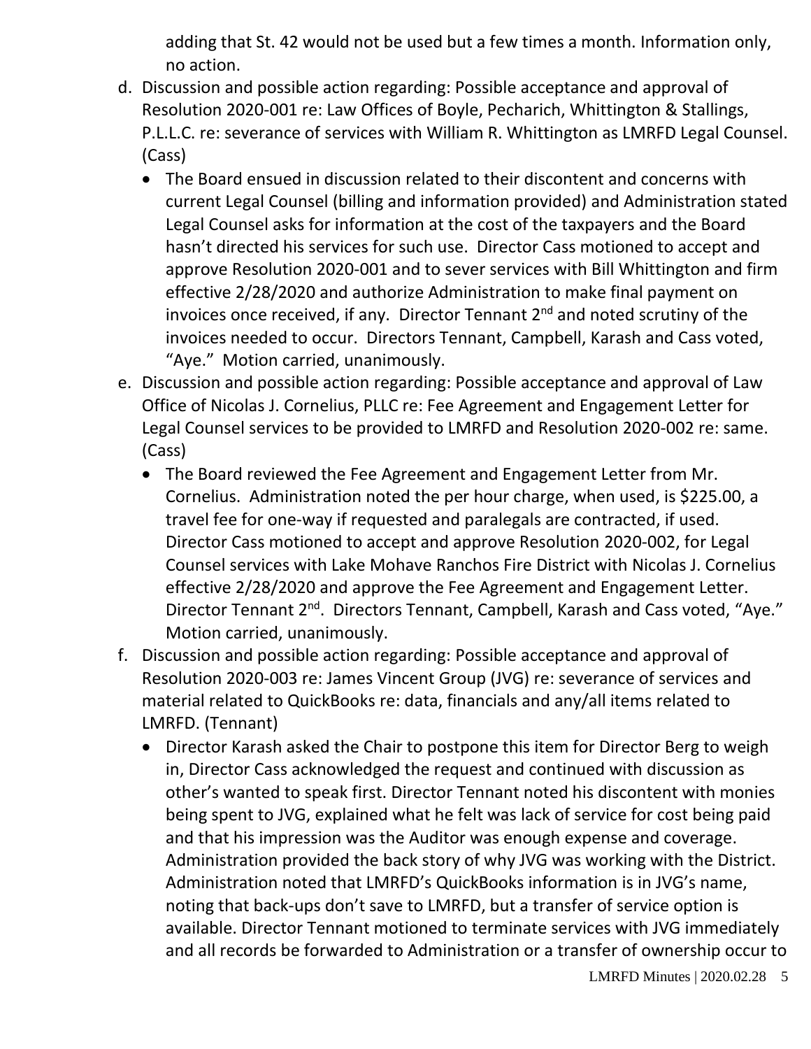adding that St. 42 would not be used but a few times a month. Information only, no action.

d. Discussion and possible action regarding: Possible acceptance and approval of Resolution 2020-001 re: Law Offices of Boyle, Pecharich, Whittington & Stallings, P.L.L.C. re: severance of services with William R. Whittington as LMRFD Legal Counsel. (Cass)
   - The Board ensued in discussion related to their discontent and concerns with current Legal Counsel (billing and information provided) and Administration stated Legal Counsel asks for information at the cost of the taxpayers and the Board hasn't directed his services for such use. Director Cass motioned to accept and approve Resolution 2020-001 and to sever services with Bill Whittington and firm effective 2/28/2020 and authorize Administration to make final payment on invoices once received, if any. Director Tennant 2nd and noted scrutiny of the invoices needed to occur. Directors Tennant, Campbell, Karash and Cass voted, "Aye." Motion carried, unanimously.

e. Discussion and possible action regarding: Possible acceptance and approval of Law Office of Nicolas J. Cornelius, PLLC re: Fee Agreement and Engagement Letter for Legal Counsel services to be provided to LMRFD and Resolution 2020-002 re: same. (Cass)
   - The Board reviewed the Fee Agreement and Engagement Letter from Mr. Cornelius. Administration noted the per hour charge, when used, is $225.00, a travel fee for one-way if requested and paralegals are contracted, if used. Director Cass motioned to accept and approve Resolution 2020-002, for Legal Counsel services with Lake Mohave Ranchos Fire District with Nicolas J. Cornelius effective 2/28/2020 and approve the Fee Agreement and Engagement Letter. Director Tennant 2nd. Directors Tennant, Campbell, Karash and Cass voted, "Aye." Motion carried, unanimously.

f. Discussion and possible action regarding: Possible acceptance and approval of Resolution 2020-003 re: James Vincent Group (JVG) re: severance of services and material related to QuickBooks re: data, financials and any/all items related to LMRFD. (Tennant)
   - Director Karash asked the Chair to postpone this item for Director Berg to weigh in, Director Cass acknowledged the request and continued with discussion as other's wanted to speak first. Director Tennant noted his discontent with monies being spent to JVG, explained what he felt was lack of service for cost being paid and that his impression was the Auditor was enough expense and coverage. Administration provided the back story of why JVG was working with the District. Administration noted that LMRFD's QuickBooks information is in JVG's name, noting that back-ups don't save to LMRFD, but a transfer of service option is available. Director Tennant motioned to terminate services with JVG immediately and all records be forwarded to Administration or a transfer of ownership occur to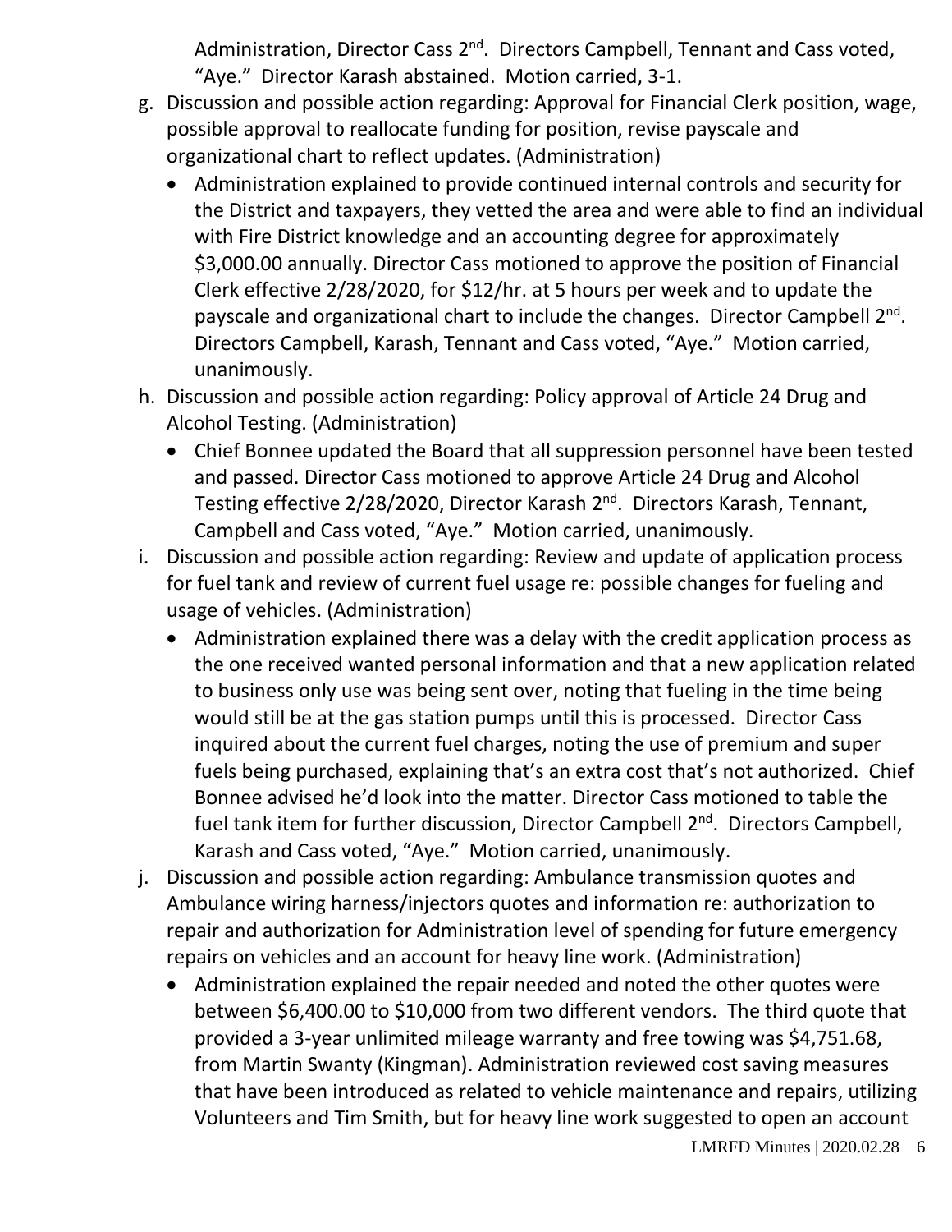Administration, Director Cass 2nd. Directors Campbell, Tennant and Cass voted, "Aye." Director Karash abstained. Motion carried, 3-1.

g. Discussion and possible action regarding: Approval for Financial Clerk position, wage, possible approval to reallocate funding for position, revise payscale and organizational chart to reflect updates. (Administration)
   - Administration explained to provide continued internal controls and security for the District and taxpayers, they vetted the area and were able to find an individual with Fire District knowledge and an accounting degree for approximately $3,000.00 annually. Director Cass motioned to approve the position of Financial Clerk effective 2/28/2020, for $12/hr. at 5 hours per week and to update the payscale and organizational chart to include the changes. Director Campbell 2nd. Directors Campbell, Karash, Tennant and Cass voted, "Aye." Motion carried, unanimously.

h. Discussion and possible action regarding: Policy approval of Article 24 Drug and Alcohol Testing. (Administration)
   - Chief Bonnee updated the Board that all suppression personnel have been tested and passed. Director Cass motioned to approve Article 24 Drug and Alcohol Testing effective 2/28/2020, Director Karash 2nd. Directors Karash, Tennant, Campbell and Cass voted, "Aye." Motion carried, unanimously.

i. Discussion and possible action regarding: Review and update of application process for fuel tank and review of current fuel usage re: possible changes for fueling and usage of vehicles. (Administration)
   - Administration explained there was a delay with the credit application process as the one received wanted personal information and that a new application related to business only use was being sent over, noting that fueling in the time being would still be at the gas station pumps until this is processed. Director Cass inquired about the current fuel charges, noting the use of premium and super fuels being purchased, explaining that's an extra cost that's not authorized. Chief Bonnee advised he'd look into the matter. Director Cass motioned to table the fuel tank item for further discussion, Director Campbell 2nd. Directors Campbell, Karash and Cass voted, "Aye." Motion carried, unanimously.

j. Discussion and possible action regarding: Ambulance transmission quotes and Ambulance wiring harness/injectors quotes and information re: authorization to repair and authorization for Administration level of spending for future emergency repairs on vehicles and an account for heavy line work. (Administration)
   - Administration explained the repair needed and noted the other quotes were between $6,400.00 to $10,000 from two different vendors. The third quote that provided a 3-year unlimited mileage warranty and free towing was $4,751.68, from Martin Swanty (Kingman). Administration reviewed cost saving measures that have been introduced as related to vehicle maintenance and repairs, utilizing Volunteers and Tim Smith, but for heavy line work suggested to open an account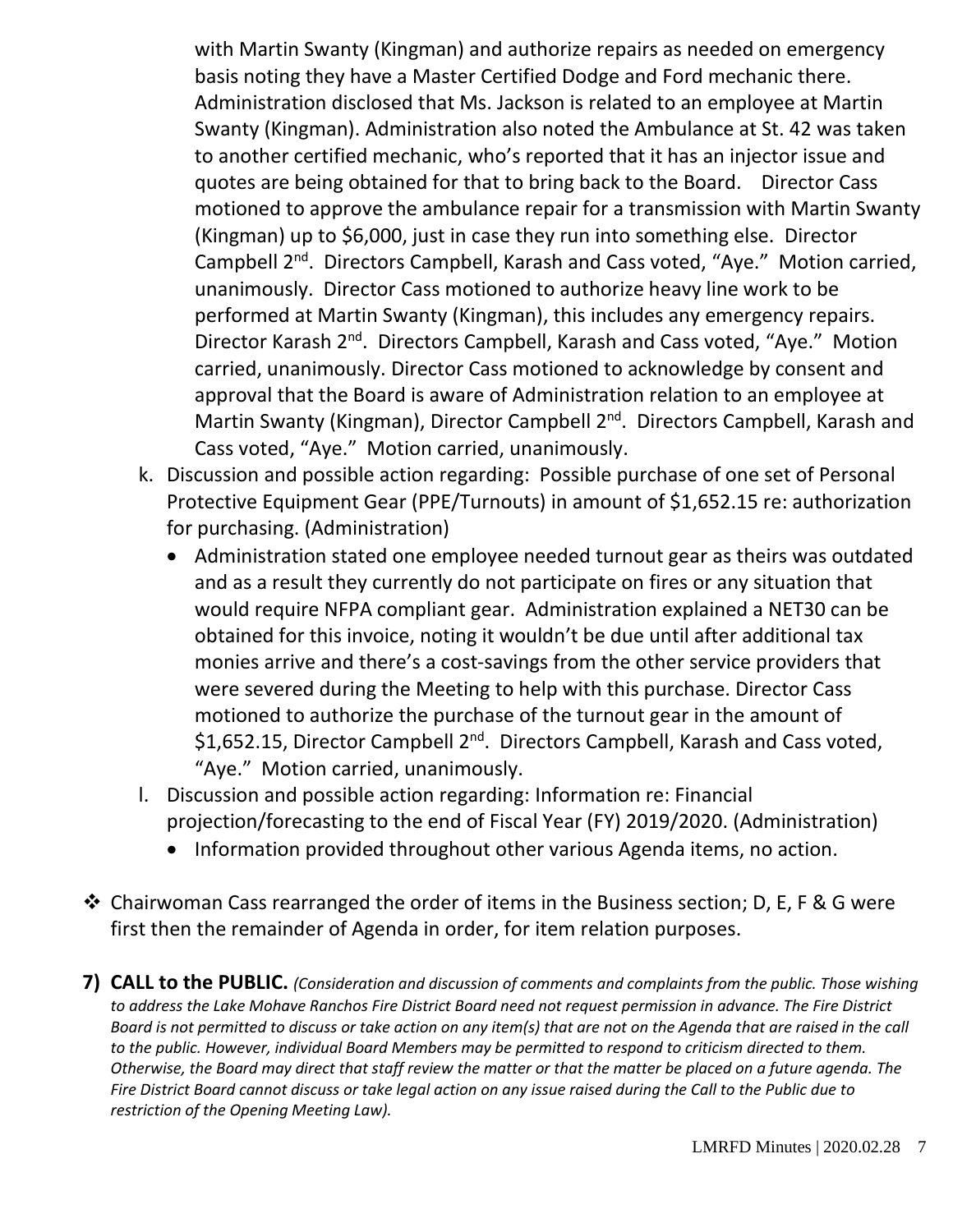with Martin Swanty (Kingman) and authorize repairs as needed on emergency basis noting they have a Master Certified Dodge and Ford mechanic there. Administration disclosed that Ms. Jackson is related to an employee at Martin Swanty (Kingman). Administration also noted the Ambulance at St. 42 was taken to another certified mechanic, who's reported that it has an injector issue and quotes are being obtained for that to bring back to the Board. Director Cass motioned to approve the ambulance repair for a transmission with Martin Swanty (Kingman) up to $6,000, just in case they run into something else. Director Campbell 2nd. Directors Campbell, Karash and Cass voted, "Aye." Motion carried, unanimously. Director Cass motioned to authorize heavy line work to be performed at Martin Swanty (Kingman), this includes any emergency repairs. Director Karash 2nd. Directors Campbell, Karash and Cass voted, "Aye." Motion carried, unanimously. Director Cass motioned to acknowledge by consent and approval that the Board is aware of Administration relation to an employee at Martin Swanty (Kingman), Director Campbell 2nd. Directors Campbell, Karash and Cass voted, "Aye." Motion carried, unanimously.

k. Discussion and possible action regarding: Possible purchase of one set of Personal Protective Equipment Gear (PPE/Turnouts) in amount of $1,652.15 re: authorization for purchasing. (Administration)
   - Administration stated one employee needed turnout gear as theirs was outdated and as a result they currently do not participate on fires or any situation that would require NFPA compliant gear. Administration explained a NET30 can be obtained for this invoice, noting it wouldn't be due until after additional tax monies arrive and there's a cost-savings from the other service providers that were severed during the Meeting to help with this purchase. Director Cass motioned to authorize the purchase of the turnout gear in the amount of $1,652.15, Director Campbell 2nd. Directors Campbell, Karash and Cass voted, "Aye." Motion carried, unanimously.

l. Discussion and possible action regarding: Information re: Financial projection/forecasting to the end of Fiscal Year (FY) 2019/2020. (Administration)
   - Information provided throughout other various Agenda items, no action.

❖ Chairwoman Cass rearranged the order of items in the Business section; D, E, F & G were first then the remainder of Agenda in order, for item relation purposes.

**7) CALL to the PUBLIC.** *(Consideration and discussion of comments and complaints from the public. Those wishing to address the Lake Mohave Ranchos Fire District Board need not request permission in advance. The Fire District Board is not permitted to discuss or take action on any item(s) that are not on the Agenda that are raised in the call to the public. However, individual Board Members may be permitted to respond to criticism directed to them. Otherwise, the Board may direct that staff review the matter or that the matter be placed on a future agenda. The Fire District Board cannot discuss or take legal action on any issue raised during the Call to the Public due to restriction of the Opening Meeting Law).*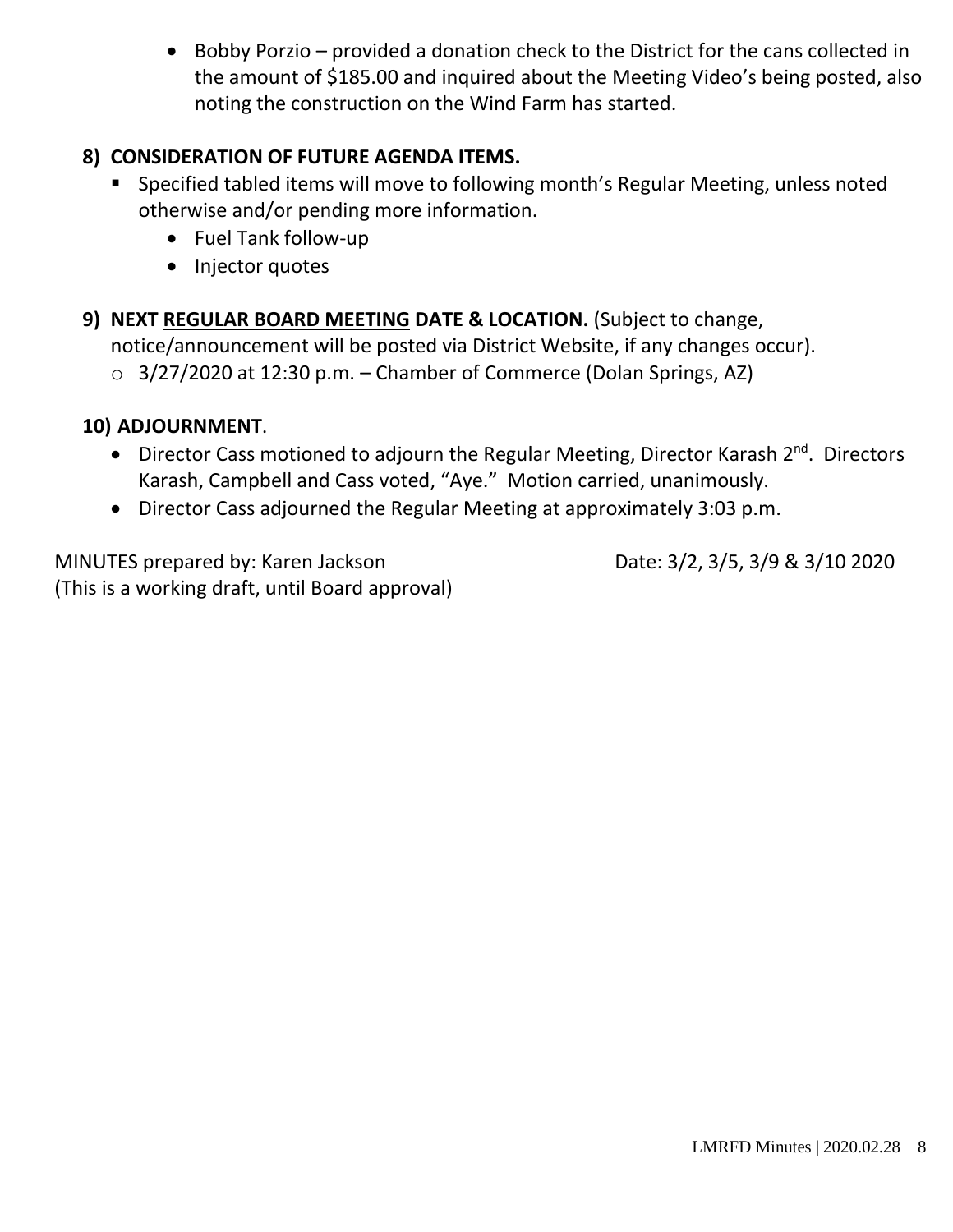- Bobby Porzio – provided a donation check to the District for the cans collected in the amount of $185.00 and inquired about the Meeting Video's being posted, also noting the construction on the Wind Farm has started.

**8) CONSIDERATION OF FUTURE AGENDA ITEMS.**

- Specified tabled items will move to following month's Regular Meeting, unless noted otherwise and/or pending more information.
  - Fuel Tank follow-up
  - Injector quotes

**9) NEXT REGULAR BOARD MEETING DATE & LOCATION.** (Subject to change, notice/announcement will be posted via District Website, if any changes occur).

- 3/27/2020 at 12:30 p.m. – Chamber of Commerce (Dolan Springs, AZ)

**10) ADJOURNMENT**.

- Director Cass motioned to adjourn the Regular Meeting, Director Karash 2nd. Directors Karash, Campbell and Cass voted, "Aye." Motion carried, unanimously.
- Director Cass adjourned the Regular Meeting at approximately 3:03 p.m.

MINUTES prepared by: Karen Jackson Date: 3/2, 3/5, 3/9 & 3/10 2020
(This is a working draft, until Board approval)